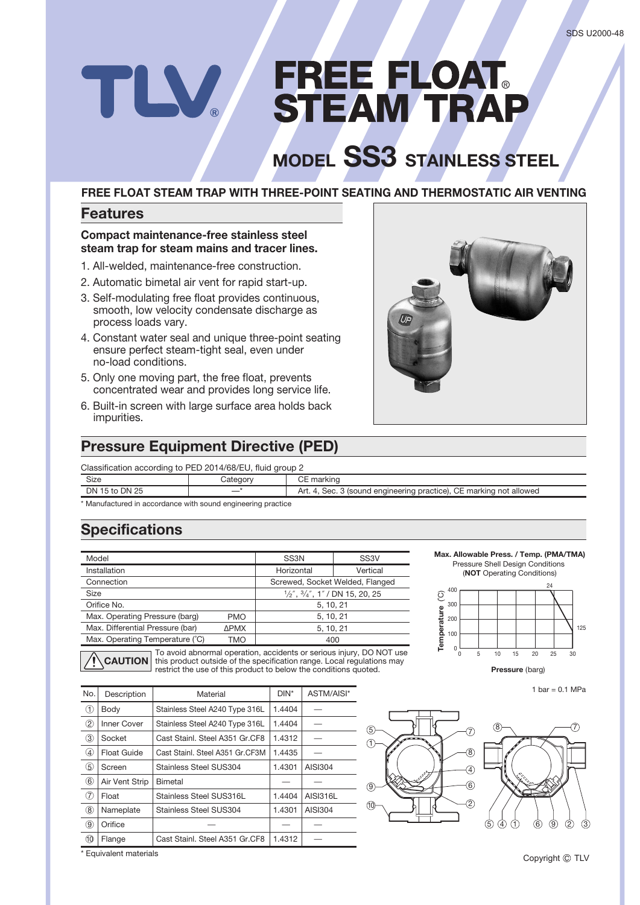# FREE FLOAT® STEAM TRAP

## MODEL SS3 STAINLESS STEEL

**FREE FLOAT STEAM TRAP WITH THREE-POINT SEATING AND THERMOSTATIC AIR VENTING**

## Features

### Compact maintenance-free stainless steel steam trap for steam mains and tracer lines.

1. All-welded, maintenance-free construction.
2. Automatic bimetal air vent for rapid start-up.
3. Self-modulating free float provides continuous, smooth, low velocity condensate discharge as process loads vary.
4. Constant water seal and unique three-point seating ensure perfect steam-tight seal, even under no-load conditions.
5. Only one moving part, the free float, prevents concentrated wear and provides long service life.
6. Built-in screen with large surface area holds back impurities.

## Pressure Equipment Directive (PED)

Classification according to PED 2014/68/EU, fluid group 2

| Size | Category | CE marking |
|---|---|---|
| DN 15 to DN 25 | —* | Art. 4, Sec. 3 (sound engineering practice), CE marking not allowed |

\* Manufactured in accordance with sound engineering practice

## Specifications

| Model | | SS3N | SS3V |
|---|---|---|---|
| Installation | | Horizontal | Vertical |
| Connection | | Screwed, Socket Welded, Flanged | |
| Size | | ½″, ¾″, 1″ / DN 15, 20, 25 | |
| Orifice No. | | 5, 10, 21 | |
| Max. Operating Pressure (barg) | PMO | 5, 10, 21 | |
| Max. Differential Pressure (bar) | ΔPMX | 5, 10, 21 | |
| Max. Operating Temperature (°C) | TMO | 400 | |

**Max. Allowable Press. / Temp. (PMA/TMA)**
Pressure Shell Design Conditions
(**NOT** Operating Conditions)

Temperature (°C) vs. Pressure (barg): 24 barg at 400 °C; 30 barg at 125 °C

1 bar = 0.1 MPa

⚠ **CAUTION** To avoid abnormal operation, accidents or serious injury, DO NOT use this product outside of the specification range. Local regulations may restrict the use of this product to below the conditions quoted.

| No. | Description | Material | DIN* | ASTM/AISI* |
|---|---|---|---|---|
| ① | Body | Stainless Steel A240 Type 316L | 1.4404 | — |
| ② | Inner Cover | Stainless Steel A240 Type 316L | 1.4404 | — |
| ③ | Socket | Cast Stainl. Steel A351 Gr.CF8 | 1.4312 | — |
| ④ | Float Guide | Cast Stainl. Steel A351 Gr.CF3M | 1.4435 | — |
| ⑤ | Screen | Stainless Steel SUS304 | 1.4301 | AISI304 |
| ⑥ | Air Vent Strip | Bimetal | — | — |
| ⑦ | Float | Stainless Steel SUS316L | 1.4404 | AISI316L |
| ⑧ | Nameplate | Stainless Steel SUS304 | 1.4301 | AISI304 |
| ⑨ | Orifice | — | — | — |
| ⑩ | Flange | Cast Stainl. Steel A351 Gr.CF8 | 1.4312 | — |

\* Equivalent materials

Copyright © TLV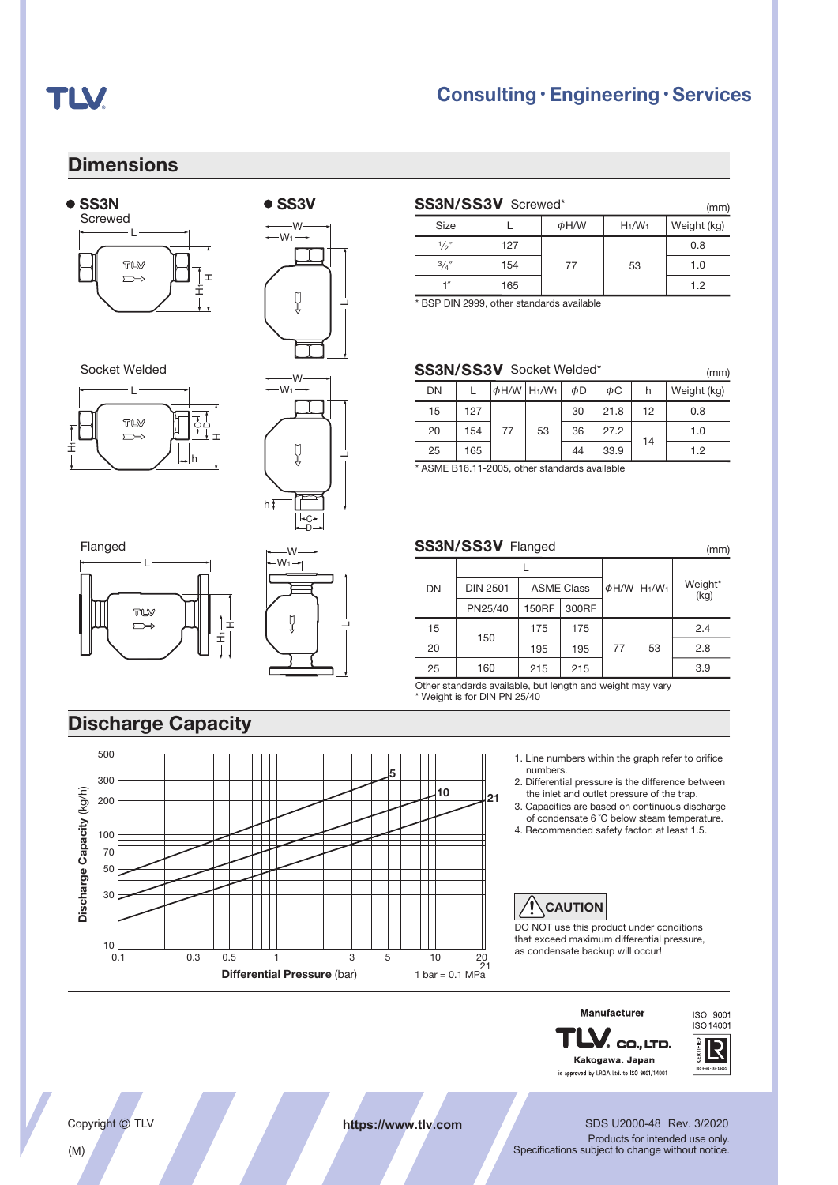## Dimensions

● SS3N

Screwed

● SS3V

Socket Welded

Flanged

**SS3N/SS3V** Screwed* (mm)

| Size | L | ϕH/W | $H_1$/$W_1$ | Weight (kg) |
|---|---|---|---|---|
| ½″ | 127 | 77 | 53 | 0.8 |
| ¾″ | 154 | | | 1.0 |
| 1″ | 165 | | | 1.2 |

* BSP DIN 2999, other standards available

**SS3N/SS3V** Socket Welded* (mm)

| DN | L | ϕH/W | $H_1$/$W_1$ | ϕD | ϕC | h | Weight (kg) |
|---|---|---|---|---|---|---|---|
| 15 | 127 | 77 | 53 | 30 | 21.8 | 12 | 0.8 |
| 20 | 154 | | | 36 | 27.2 | 14 | 1.0 |
| 25 | 165 | | | 44 | 33.9 | | 1.2 |

* ASME B16.11-2005, other standards available

**SS3N/SS3V** Flanged (mm)

| DN | L | | | ϕH/W | $H_1$/$W_1$ | Weight* (kg) |
|---|---|---|---|---|---|---|
| | DIN 2501 | ASME Class | | | | |
| | PN25/40 | 150RF | 300RF | | | |
| 15 | 150 | 175 | 175 | 77 | 53 | 2.4 |
| 20 | | 195 | 195 | | | 2.8 |
| 25 | 160 | 215 | 215 | | | 3.9 |

Other standards available, but length and weight may vary
* Weight is for DIN PN 25/40

## Discharge Capacity

Discharge Capacity (kg/h)
500
300
200
100
70
50
30
10

5
10
21

0.1 0.3 0.5 1 3 5 10 20 21
Differential Pressure (bar)
1 bar = 0.1 MPa

1. Line numbers within the graph refer to orifice numbers.
2. Differential pressure is the difference between the inlet and outlet pressure of the trap.
3. Capacities are based on continuous discharge of condensate 6 °C below steam temperature.
4. Recommended safety factor: at least 1.5.

**CAUTION**

DO NOT use this product under conditions that exceed maximum differential pressure, as condensate backup will occur!

Manufacturer
TLV. CO., LTD.
Kakogawa, Japan
is approved by LRQA Ltd. to ISO 9001/14001

ISO 9001
ISO 14001

Copyright © TLV

(M)

https://www.tlv.com

SDS U2000-48 Rev. 3/2020
Products for intended use only.
Specifications subject to change without notice.